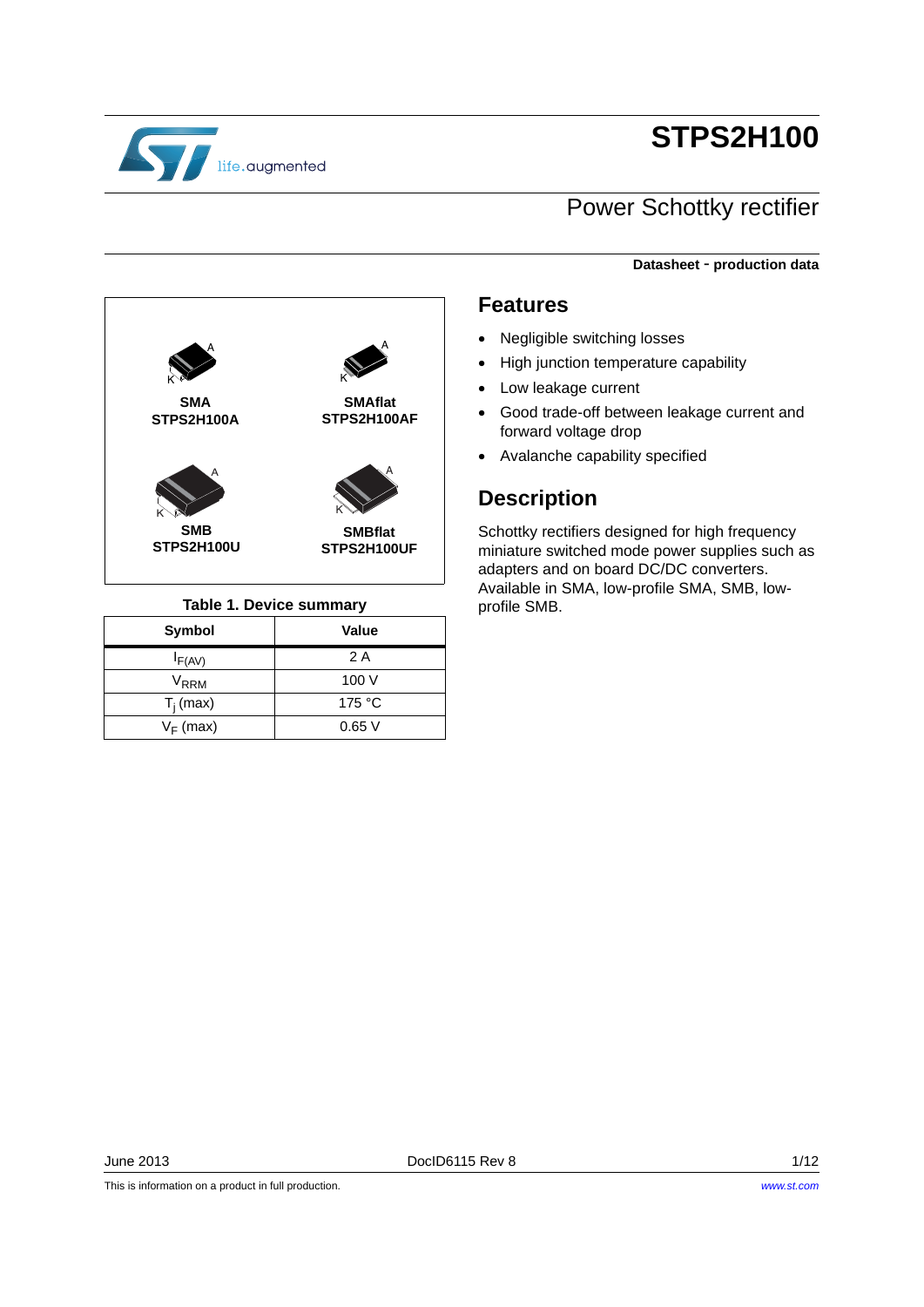# STPS2H100

## Power Schottky rectifier

**Datasheet - production data**

**SMA**
**STPS2H100A**

**SMAflat**
**STPS2H100AF**

**SMB**
**STPS2H100U**

**SMBflat**
**STPS2H100UF**

**Table 1. Device summary**

| Symbol | Value |
|---|---|
| $I_{F(AV)}$ | 2 A |
| $V_{RRM}$ | 100 V |
| $T_j$ (max) | 175 °C |
| $V_F$ (max) | 0.65 V |

## Features

- Negligible switching losses
- High junction temperature capability
- Low leakage current
- Good trade-off between leakage current and forward voltage drop
- Avalanche capability specified

## Description

Schottky rectifiers designed for high frequency miniature switched mode power supplies such as adapters and on board DC/DC converters. Available in SMA, low-profile SMA, SMB, low-profile SMB.

June 2013 DocID6115 Rev 8

This is information on a product in full production. www.st.com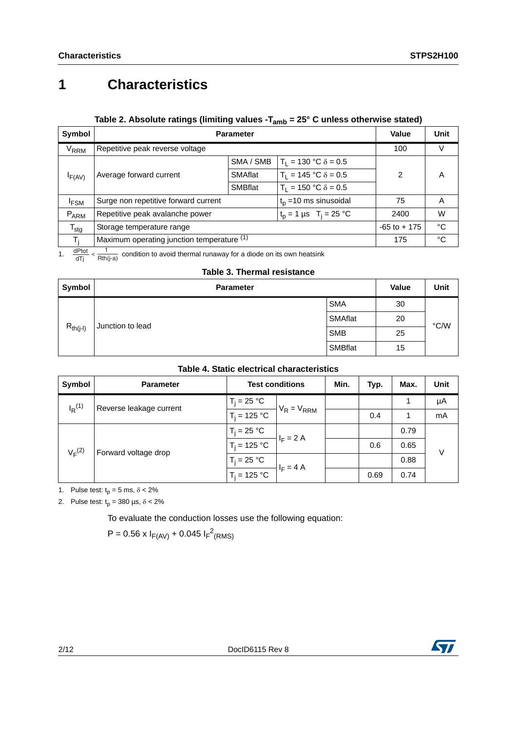# 1 Characteristics

**Table 2. Absolute ratings (limiting values -$T_{amb}$ = 25° C unless otherwise stated)**

| Symbol | Parameter | | | Value | Unit |
|---|---|---|---|---|---|
| $V_{RRM}$ | Repetitive peak reverse voltage | | | 100 | V |
| $I_{F(AV)}$ | Average forward current | SMA / SMB | $T_L$ = 130 °C $\delta$ = 0.5 | 2 | A |
| | | SMAflat | $T_L$ = 145 °C $\delta$ = 0.5 | | |
| | | SMBflat | $T_L$ = 150 °C $\delta$ = 0.5 | | |
| $I_{FSM}$ | Surge non repetitive forward current | | $t_p$ =10 ms sinusoidal | 75 | A |
| $P_{ARM}$ | Repetitive peak avalanche power | | $t_p$ = 1 µs $T_j$ = 25 °C | 2400 | W |
| $T_{stg}$ | Storage temperature range | | | -65 to + 175 | °C |
| $T_j$ | Maximum operating junction temperature [(1)] | | | 175 | °C |

1. $\frac{dPtot}{dTj} < \frac{1}{Rth(j-a)}$ condition to avoid thermal runaway for a diode on its own heatsink

**Table 3. Thermal resistance**

| Symbol | Parameter | | Value | Unit |
|---|---|---|---|---|
| $R_{th(j-l)}$ | Junction to lead | SMA | 30 | °C/W |
| | | SMAflat | 20 | |
| | | SMB | 25 | |
| | | SMBflat | 15 | |

**Table 4. Static electrical characteristics**

| Symbol | Parameter | Test conditions | | Min. | Typ. | Max. | Unit |
|---|---|---|---|---|---|---|---|
| $I_R$[(1)] | Reverse leakage current | $T_j$ = 25 °C | $V_R = V_{RRM}$ | | | 1 | µA |
| | | $T_j$ = 125 °C | | | 0.4 | 1 | mA |
| $V_F$[(2)] | Forward voltage drop | $T_j$ = 25 °C | $I_F$ = 2 A | | | 0.79 | V |
| | | $T_j$ = 125 °C | | | 0.6 | 0.65 | |
| | | $T_j$ = 25 °C | $I_F$ = 4 A | | | 0.88 | |
| | | $T_j$ = 125 °C | | | 0.69 | 0.74 | |

1. Pulse test: $t_p$ = 5 ms, $\delta$ < 2%
2. Pulse test: $t_p$ = 380 µs, $\delta$ < 2%

To evaluate the conduction losses use the following equation:

$P = 0.56 \times I_{F(AV)} + 0.045\, I_{F}^{2}{}_{(RMS)}$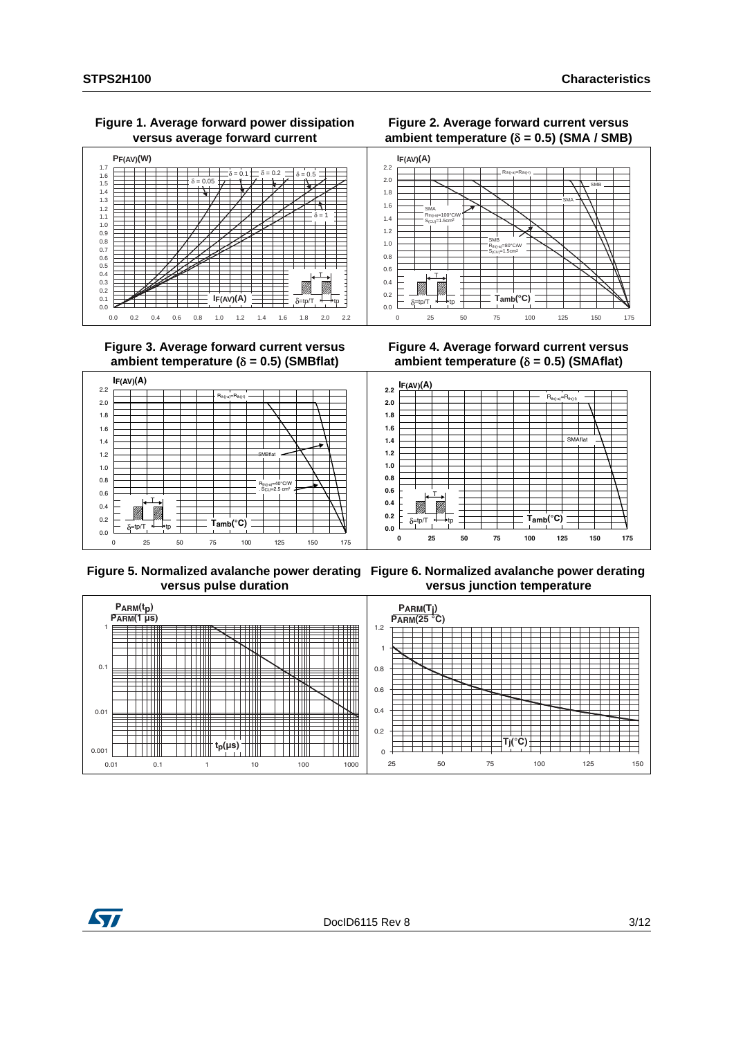Figure 1. Average forward power dissipation versus average forward current

Figure 2. Average forward current versus ambient temperature ($\delta$ = 0.5) (SMA / SMB)

Figure 3. Average forward current versus ambient temperature ($\delta$ = 0.5) (SMBflat)

Figure 4. Average forward current versus ambient temperature ($\delta$ = 0.5) (SMAflat)

Figure 5. Normalized avalanche power derating versus pulse duration

Figure 6. Normalized avalanche power derating versus junction temperature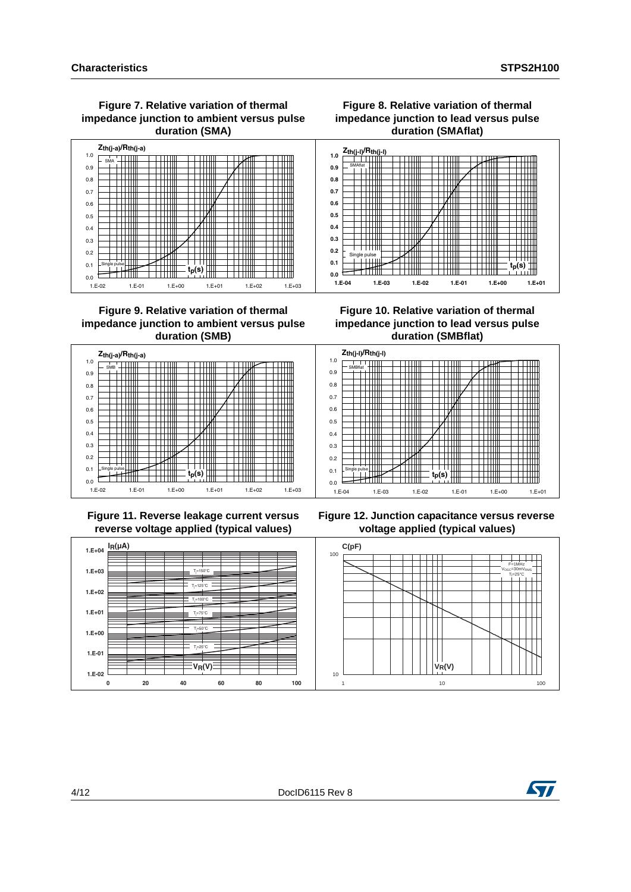**Figure 7. Relative variation of thermal impedance junction to ambient versus pulse duration (SMA)**

**Figure 8. Relative variation of thermal impedance junction to lead versus pulse duration (SMAflat)**

**Figure 9. Relative variation of thermal impedance junction to ambient versus pulse duration (SMB)**

**Figure 10. Relative variation of thermal impedance junction to lead versus pulse duration (SMBflat)**

**Figure 11. Reverse leakage current versus reverse voltage applied (typical values)**

**Figure 12. Junction capacitance versus reverse voltage applied (typical values)**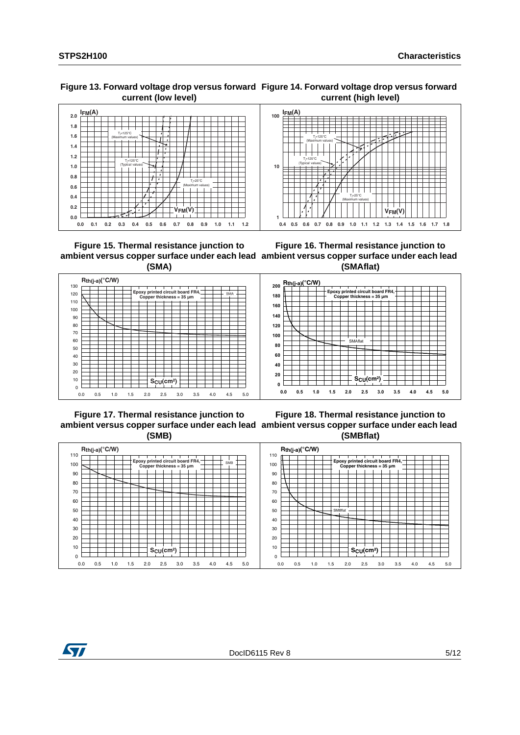Figure 13. Forward voltage drop versus forward current (low level)

Figure 14. Forward voltage drop versus forward current (high level)

Figure 15. Thermal resistance junction to ambient versus copper surface under each lead (SMA)

Figure 16. Thermal resistance junction to ambient versus copper surface under each lead (SMAflat)

Figure 17. Thermal resistance junction to ambient versus copper surface under each lead (SMB)

Figure 18. Thermal resistance junction to ambient versus copper surface under each lead (SMBflat)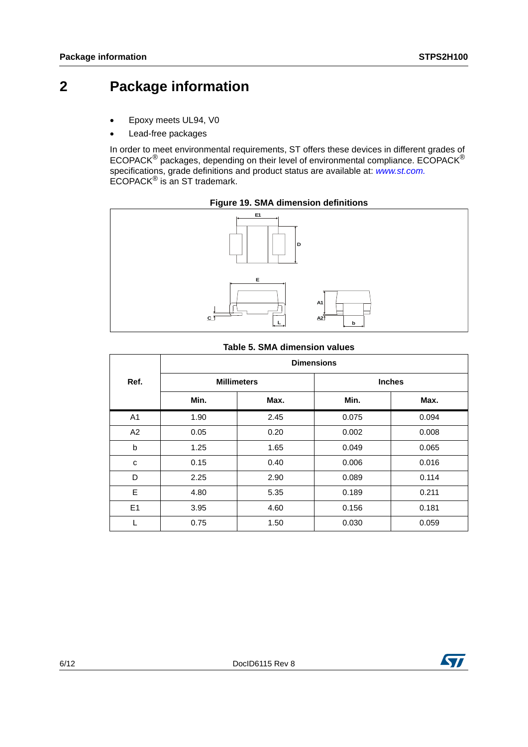# 2 Package information

- Epoxy meets UL94, V0
- Lead-free packages

In order to meet environmental requirements, ST offers these devices in different grades of ECOPACK® packages, depending on their level of environmental compliance. ECOPACK® specifications, grade definitions and product status are available at: *www.st.com*. ECOPACK® is an ST trademark.

**Figure 19. SMA dimension definitions**

**Table 5. SMA dimension values**

| Ref. | Dimensions | | | |
|---|---|---|---|---|
| | Millimeters | | Inches | |
| | Min. | Max. | Min. | Max. |
| A1 | 1.90 | 2.45 | 0.075 | 0.094 |
| A2 | 0.05 | 0.20 | 0.002 | 0.008 |
| b | 1.25 | 1.65 | 0.049 | 0.065 |
| c | 0.15 | 0.40 | 0.006 | 0.016 |
| D | 2.25 | 2.90 | 0.089 | 0.114 |
| E | 4.80 | 5.35 | 0.189 | 0.211 |
| E1 | 3.95 | 4.60 | 0.156 | 0.181 |
| L | 0.75 | 1.50 | 0.030 | 0.059 |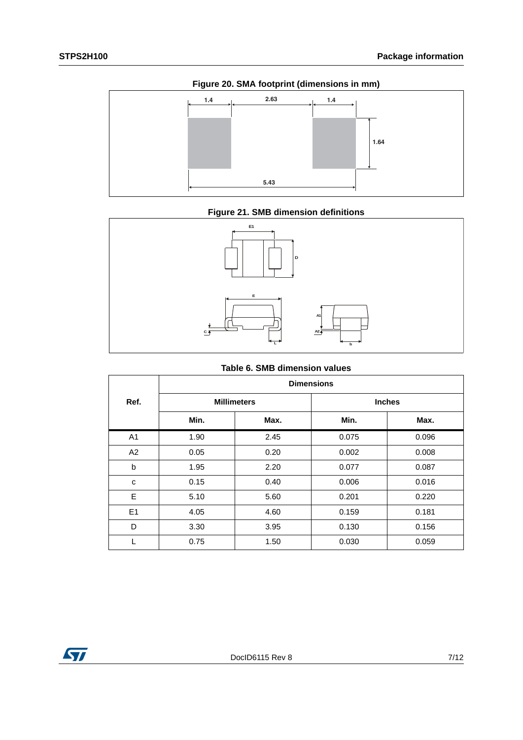**Figure 20. SMA footprint (dimensions in mm)**

**Figure 21. SMB dimension definitions**

**Table 6. SMB dimension values**

| Ref. | Dimensions | | | |
|---|---|---|---|---|
| | Millimeters | | Inches | |
| | Min. | Max. | Min. | Max. |
| A1 | 1.90 | 2.45 | 0.075 | 0.096 |
| A2 | 0.05 | 0.20 | 0.002 | 0.008 |
| b | 1.95 | 2.20 | 0.077 | 0.087 |
| c | 0.15 | 0.40 | 0.006 | 0.016 |
| E | 5.10 | 5.60 | 0.201 | 0.220 |
| E1 | 4.05 | 4.60 | 0.159 | 0.181 |
| D | 3.30 | 3.95 | 0.130 | 0.156 |
| L | 0.75 | 1.50 | 0.030 | 0.059 |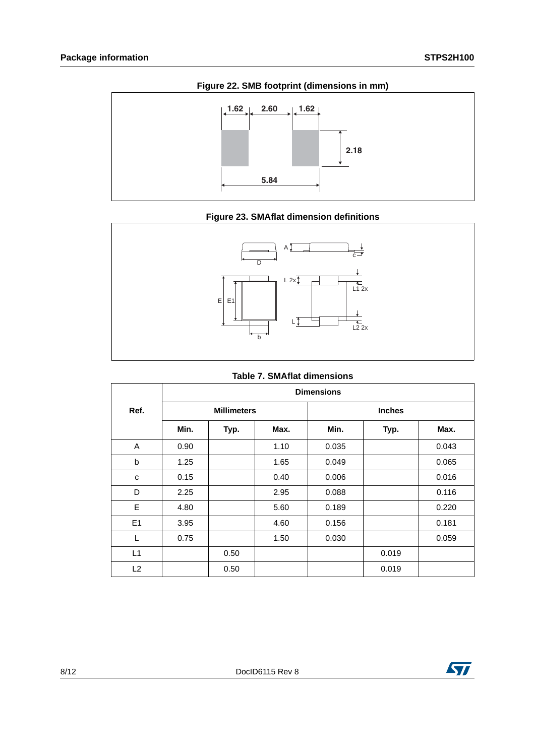**Figure 22. SMB footprint (dimensions in mm)**

**Figure 23. SMAflat dimension definitions**

**Table 7. SMAflat dimensions**

| Ref. | Dimensions | | | | | |
|---|---|---|---|---|---|---|
| | Millimeters | | | Inches | | |
| | Min. | Typ. | Max. | Min. | Typ. | Max. |
| A | 0.90 | | 1.10 | 0.035 | | 0.043 |
| b | 1.25 | | 1.65 | 0.049 | | 0.065 |
| c | 0.15 | | 0.40 | 0.006 | | 0.016 |
| D | 2.25 | | 2.95 | 0.088 | | 0.116 |
| E | 4.80 | | 5.60 | 0.189 | | 0.220 |
| E1 | 3.95 | | 4.60 | 0.156 | | 0.181 |
| L | 0.75 | | 1.50 | 0.030 | | 0.059 |
| L1 | | 0.50 | | | 0.019 | |
| L2 | | 0.50 | | | 0.019 | |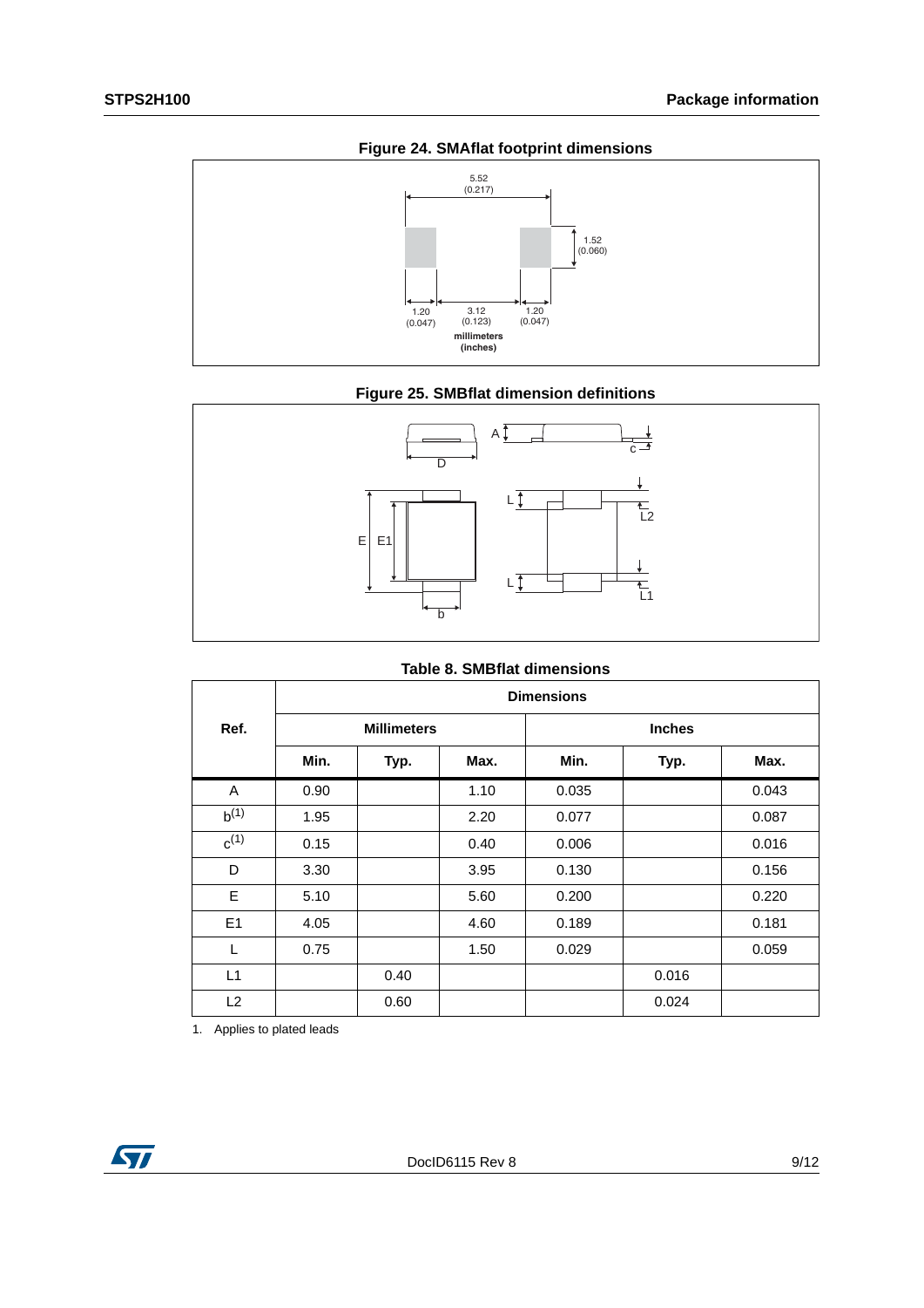Figure 24. SMAflat footprint dimensions

Figure 25. SMBflat dimension definitions

**Table 8. SMBflat dimensions**

| Ref. | Dimensions | | | | | |
|---|---|---|---|---|---|---|
| | Millimeters | | | Inches | | |
| | Min. | Typ. | Max. | Min. | Typ. | Max. |
| A | 0.90 | | 1.10 | 0.035 | | 0.043 |
| b[(1)] | 1.95 | | 2.20 | 0.077 | | 0.087 |
| c[(1)] | 0.15 | | 0.40 | 0.006 | | 0.016 |
| D | 3.30 | | 3.95 | 0.130 | | 0.156 |
| E | 5.10 | | 5.60 | 0.200 | | 0.220 |
| E1 | 4.05 | | 4.60 | 0.189 | | 0.181 |
| L | 0.75 | | 1.50 | 0.029 | | 0.059 |
| L1 | | 0.40 | | | 0.016 | |
| L2 | | 0.60 | | | 0.024 | |

1. Applies to plated leads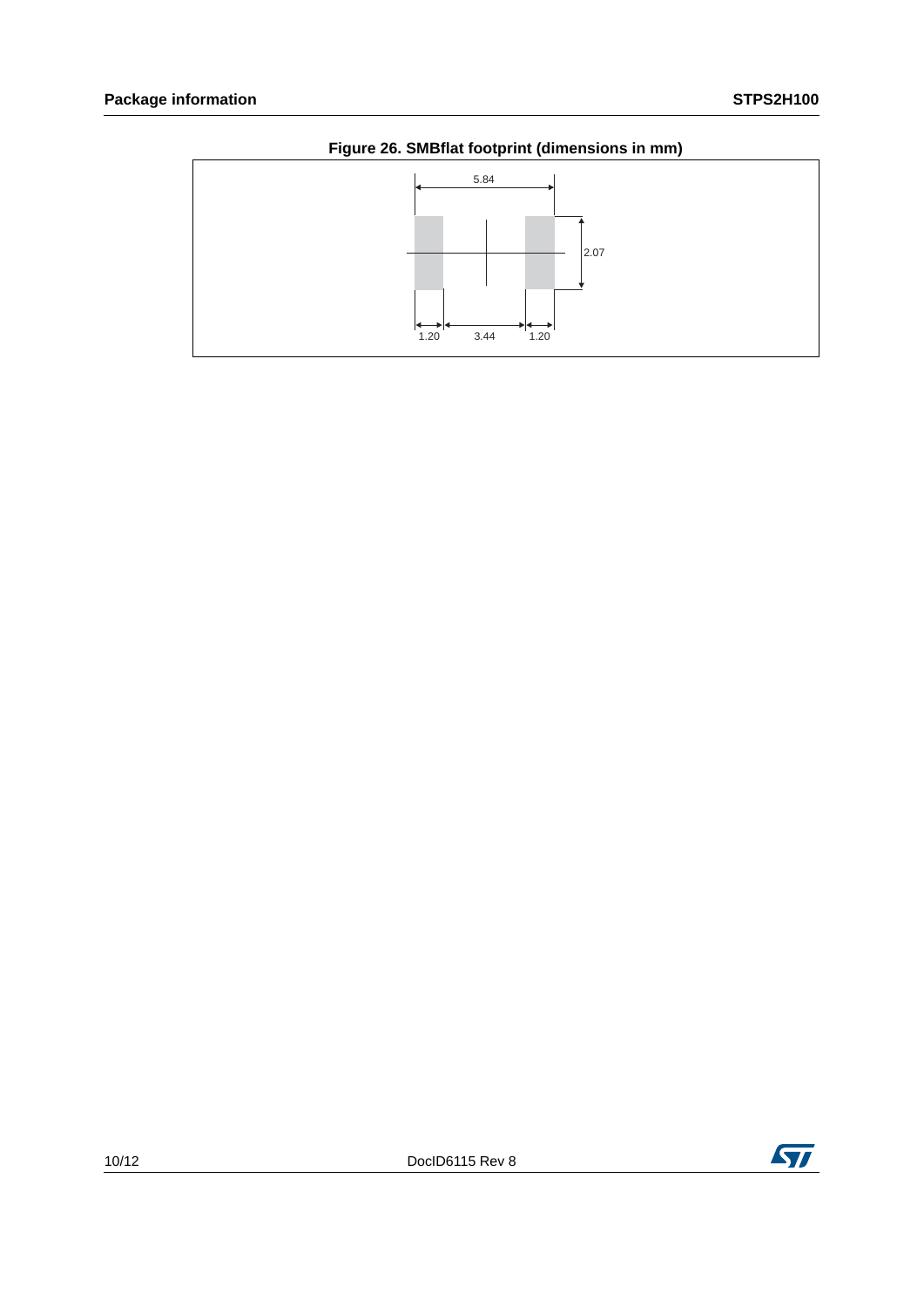**Figure 26. SMBflat footprint (dimensions in mm)**

5.84

2.07

1.20 3.44 1.20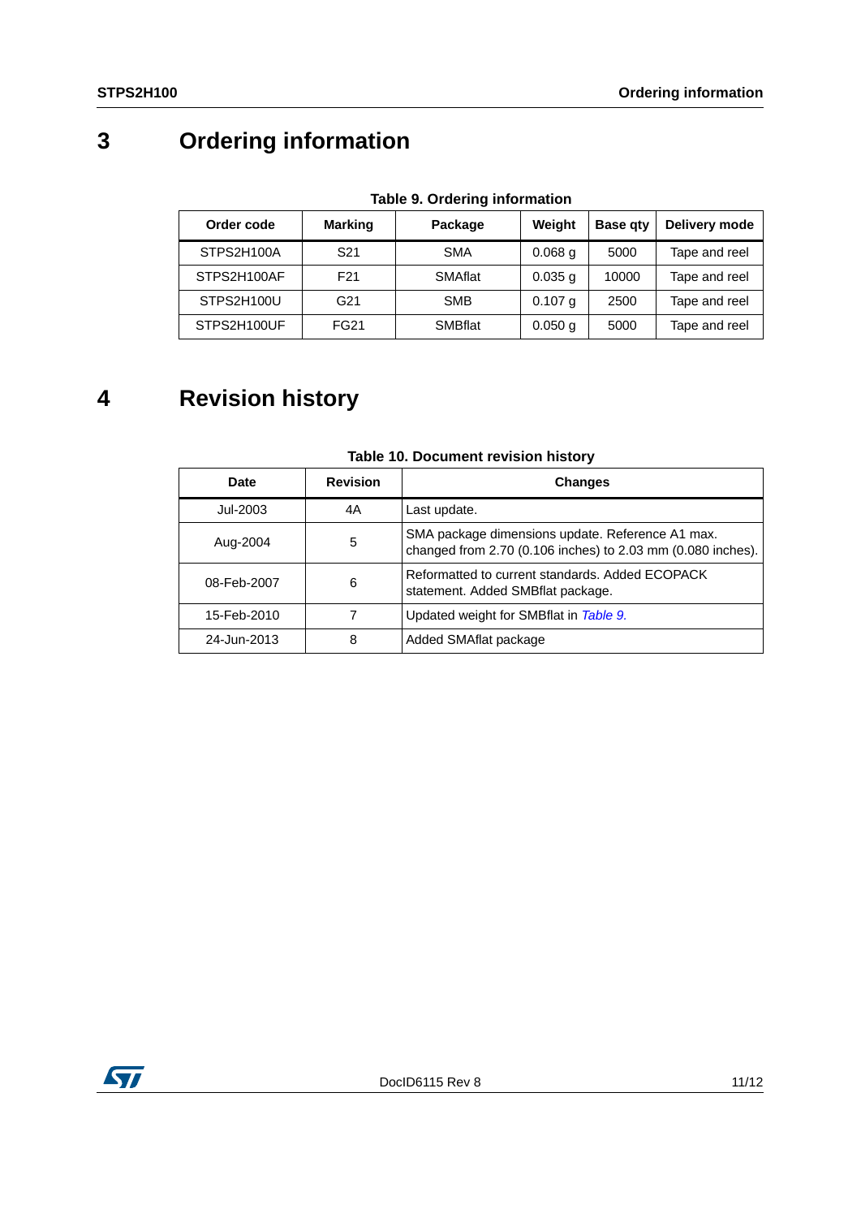# 3 Ordering information

**Table 9. Ordering information**

| Order code | Marking | Package | Weight | Base qty | Delivery mode |
|---|---|---|---|---|---|
| STPS2H100A | S21 | SMA | 0.068 g | 5000 | Tape and reel |
| STPS2H100AF | F21 | SMAflat | 0.035 g | 10000 | Tape and reel |
| STPS2H100U | G21 | SMB | 0.107 g | 2500 | Tape and reel |
| STPS2H100UF | FG21 | SMBflat | 0.050 g | 5000 | Tape and reel |

# 4 Revision history

**Table 10. Document revision history**

| Date | Revision | Changes |
|---|---|---|
| Jul-2003 | 4A | Last update. |
| Aug-2004 | 5 | SMA package dimensions update. Reference A1 max. changed from 2.70 (0.106 inches) to 2.03 mm (0.080 inches). |
| 08-Feb-2007 | 6 | Reformatted to current standards. Added ECOPACK statement. Added SMBflat package. |
| 15-Feb-2010 | 7 | Updated weight for SMBflat in *Table 9.* |
| 24-Jun-2013 | 8 | Added SMAflat package |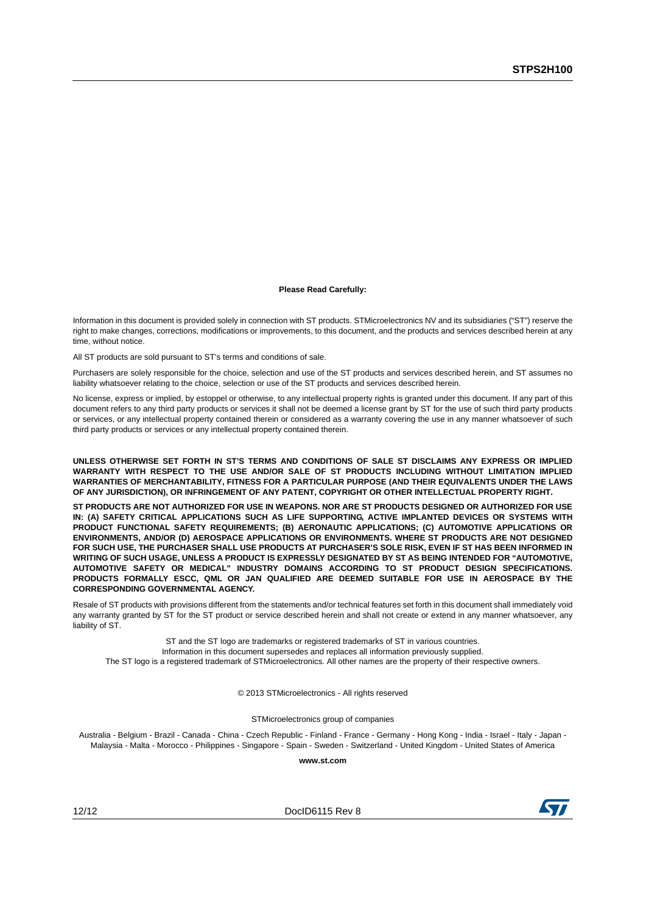**Please Read Carefully:**

Information in this document is provided solely in connection with ST products. STMicroelectronics NV and its subsidiaries ("ST") reserve the right to make changes, corrections, modifications or improvements, to this document, and the products and services described herein at any time, without notice.

All ST products are sold pursuant to ST's terms and conditions of sale.

Purchasers are solely responsible for the choice, selection and use of the ST products and services described herein, and ST assumes no liability whatsoever relating to the choice, selection or use of the ST products and services described herein.

No license, express or implied, by estoppel or otherwise, to any intellectual property rights is granted under this document. If any part of this document refers to any third party products or services it shall not be deemed a license grant by ST for the use of such third party products or services, or any intellectual property contained therein or considered as a warranty covering the use in any manner whatsoever of such third party products or services or any intellectual property contained therein.

**UNLESS OTHERWISE SET FORTH IN ST'S TERMS AND CONDITIONS OF SALE ST DISCLAIMS ANY EXPRESS OR IMPLIED WARRANTY WITH RESPECT TO THE USE AND/OR SALE OF ST PRODUCTS INCLUDING WITHOUT LIMITATION IMPLIED WARRANTIES OF MERCHANTABILITY, FITNESS FOR A PARTICULAR PURPOSE (AND THEIR EQUIVALENTS UNDER THE LAWS OF ANY JURISDICTION), OR INFRINGEMENT OF ANY PATENT, COPYRIGHT OR OTHER INTELLECTUAL PROPERTY RIGHT.**

**ST PRODUCTS ARE NOT AUTHORIZED FOR USE IN WEAPONS. NOR ARE ST PRODUCTS DESIGNED OR AUTHORIZED FOR USE IN: (A) SAFETY CRITICAL APPLICATIONS SUCH AS LIFE SUPPORTING, ACTIVE IMPLANTED DEVICES OR SYSTEMS WITH PRODUCT FUNCTIONAL SAFETY REQUIREMENTS; (B) AERONAUTIC APPLICATIONS; (C) AUTOMOTIVE APPLICATIONS OR ENVIRONMENTS, AND/OR (D) AEROSPACE APPLICATIONS OR ENVIRONMENTS. WHERE ST PRODUCTS ARE NOT DESIGNED FOR SUCH USE, THE PURCHASER SHALL USE PRODUCTS AT PURCHASER'S SOLE RISK, EVEN IF ST HAS BEEN INFORMED IN WRITING OF SUCH USAGE, UNLESS A PRODUCT IS EXPRESSLY DESIGNATED BY ST AS BEING INTENDED FOR "AUTOMOTIVE, AUTOMOTIVE SAFETY OR MEDICAL" INDUSTRY DOMAINS ACCORDING TO ST PRODUCT DESIGN SPECIFICATIONS. PRODUCTS FORMALLY ESCC, QML OR JAN QUALIFIED ARE DEEMED SUITABLE FOR USE IN AEROSPACE BY THE CORRESPONDING GOVERNMENTAL AGENCY.**

Resale of ST products with provisions different from the statements and/or technical features set forth in this document shall immediately void any warranty granted by ST for the ST product or service described herein and shall not create or extend in any manner whatsoever, any liability of ST.

ST and the ST logo are trademarks or registered trademarks of ST in various countries.
Information in this document supersedes and replaces all information previously supplied.
The ST logo is a registered trademark of STMicroelectronics. All other names are the property of their respective owners.

© 2013 STMicroelectronics - All rights reserved

STMicroelectronics group of companies

Australia - Belgium - Brazil - Canada - China - Czech Republic - Finland - France - Germany - Hong Kong - India - Israel - Italy - Japan - Malaysia - Malta - Morocco - Philippines - Singapore - Spain - Sweden - Switzerland - United Kingdom - United States of America

**www.st.com**